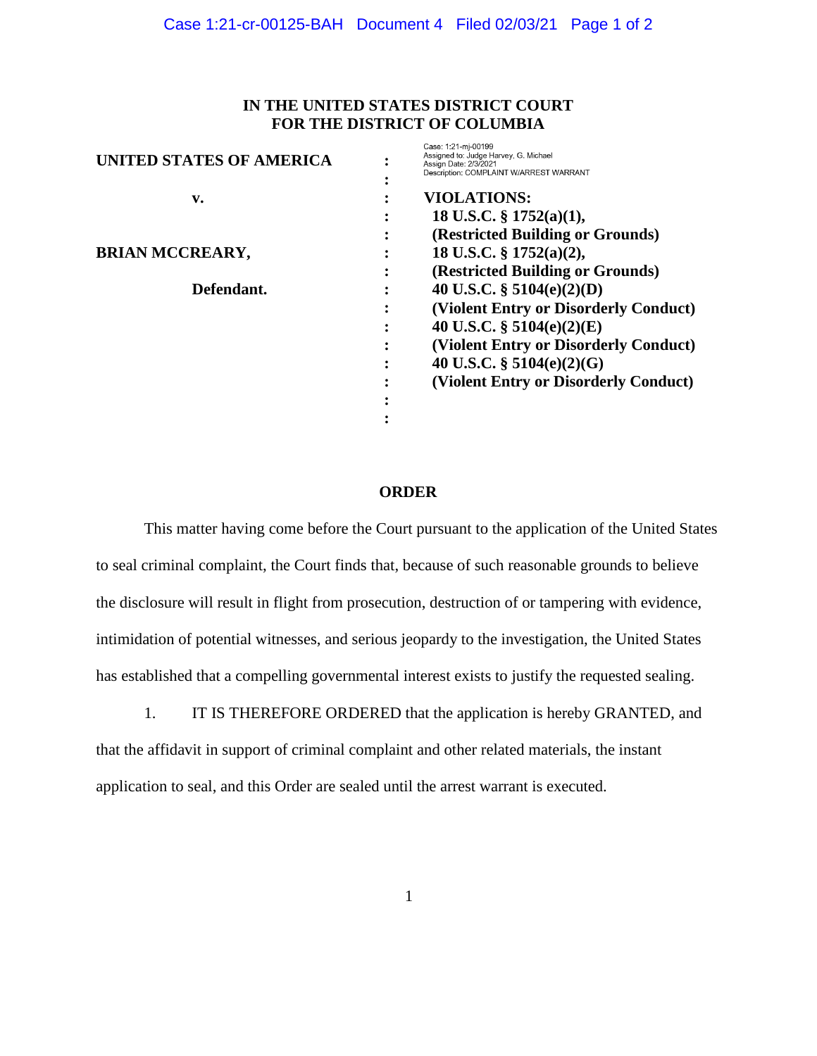**IN THE UNITED STATES DISTRICT COURT**
**FOR THE DISTRICT OF COLUMBIA**

Case: 1:21-mj-00199
Assigned to: Judge Harvey, G. Michael
Assign Date: 2/3/2021
Description: COMPLAINT W/ARREST WARRANT

| | | |
|---|---|---|
| **UNITED STATES OF AMERICA** | : | |
| | : | |
| **v.** | : | **VIOLATIONS:** |
| | : | **18 U.S.C. § 1752(a)(1),** |
| | : | **(Restricted Building or Grounds)** |
| **BRIAN MCCREARY,** | : | **18 U.S.C. § 1752(a)(2),** |
| | : | **(Restricted Building or Grounds)** |
| **Defendant.** | : | **40 U.S.C. § 5104(e)(2)(D)** |
| | : | **(Violent Entry or Disorderly Conduct)** |
| | : | **40 U.S.C. § 5104(e)(2)(E)** |
| | : | **(Violent Entry or Disorderly Conduct)** |
| | : | **40 U.S.C. § 5104(e)(2)(G)** |
| | : | **(Violent Entry or Disorderly Conduct)** |
| | : | |
| | : | |

**ORDER**

This matter having come before the Court pursuant to the application of the United States to seal criminal complaint, the Court finds that, because of such reasonable grounds to believe the disclosure will result in flight from prosecution, destruction of or tampering with evidence, intimidation of potential witnesses, and serious jeopardy to the investigation, the United States has established that a compelling governmental interest exists to justify the requested sealing.

1. IT IS THEREFORE ORDERED that the application is hereby GRANTED, and that the affidavit in support of criminal complaint and other related materials, the instant application to seal, and this Order are sealed until the arrest warrant is executed.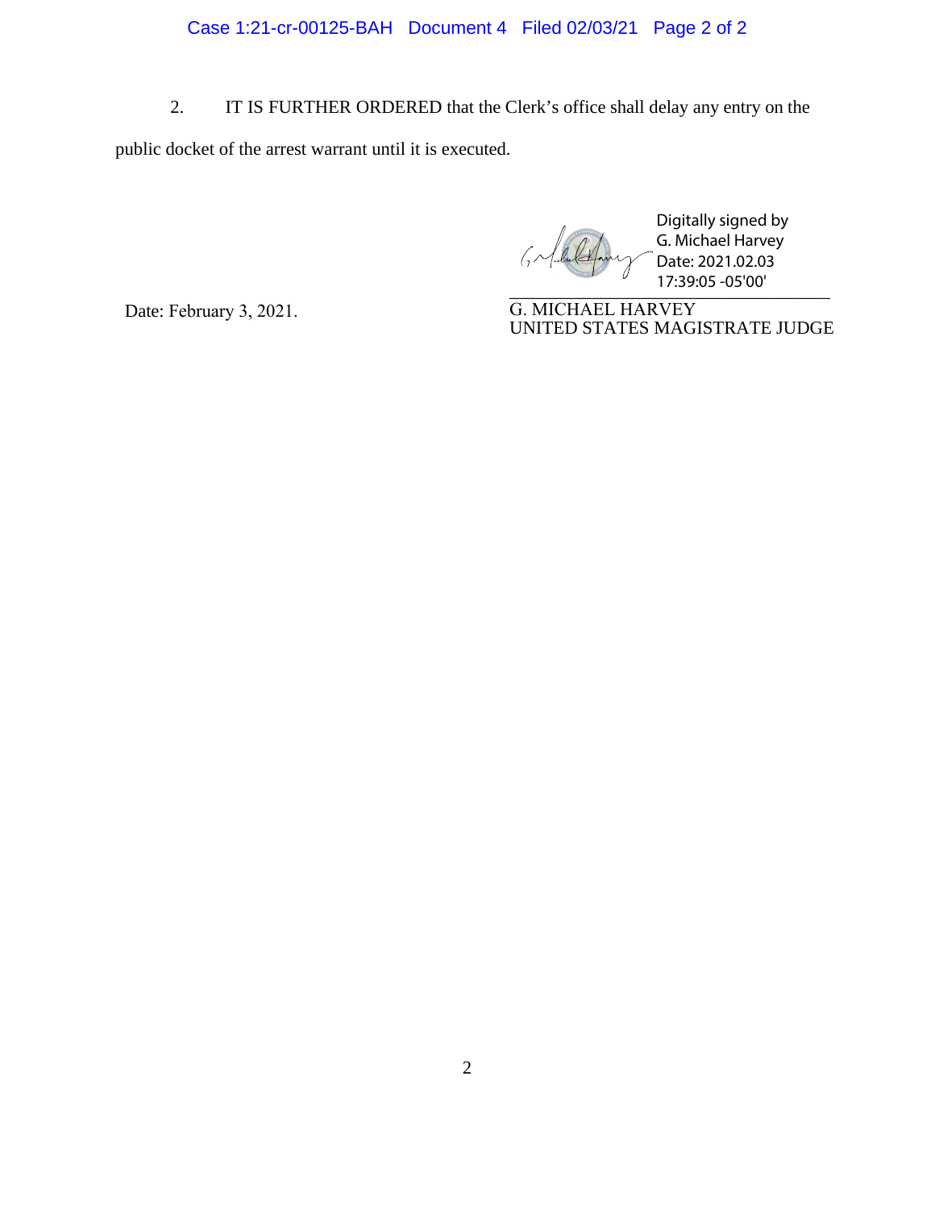2. IT IS FURTHER ORDERED that the Clerk's office shall delay any entry on the public docket of the arrest warrant until it is executed.

Digitally signed by G. Michael Harvey
Date: 2021.02.03 17:39:05 -05'00'

Date: February 3, 2021.

G. MICHAEL HARVEY
UNITED STATES MAGISTRATE JUDGE